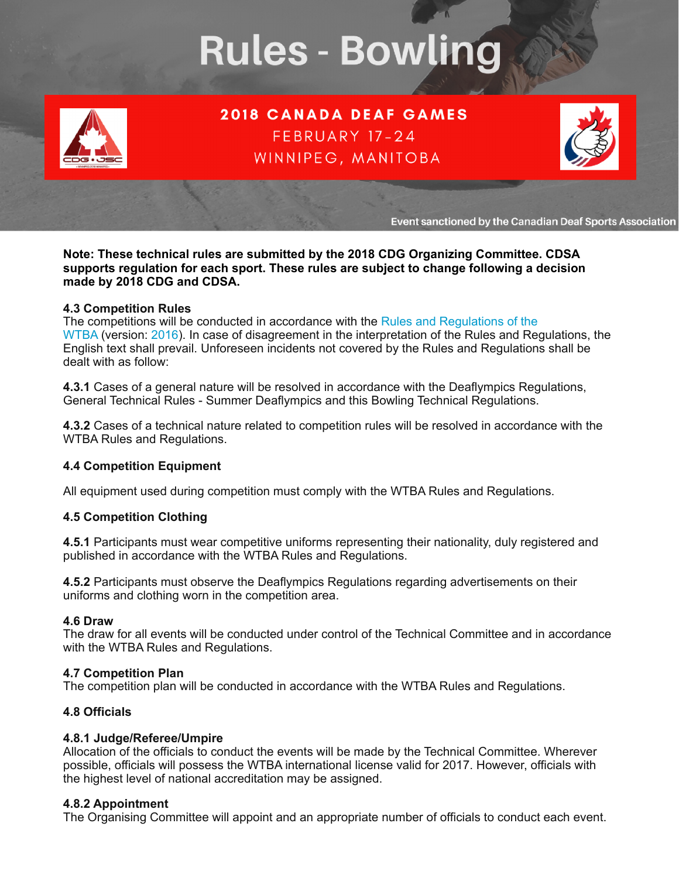# Rules - Bowling

**2018 CANADA DEAF GAMES**
FEBRUARY 17-24
WINNIPEG, MANITOBA

Event sanctioned by the Canadian Deaf Sports Association

**Note: These technical rules are submitted by the 2018 CDG Organizing Committee. CDSA supports regulation for each sport. These rules are subject to change following a decision made by 2018 CDG and CDSA.**

### 4.3 Competition Rules

The competitions will be conducted in accordance with the Rules and Regulations of the WTBA (version: 2016). In case of disagreement in the interpretation of the Rules and Regulations, the English text shall prevail. Unforeseen incidents not covered by the Rules and Regulations shall be dealt with as follow:

**4.3.1** Cases of a general nature will be resolved in accordance with the Deaflympics Regulations, General Technical Rules - Summer Deaflympics and this Bowling Technical Regulations.

**4.3.2** Cases of a technical nature related to competition rules will be resolved in accordance with the WTBA Rules and Regulations.

### 4.4 Competition Equipment

All equipment used during competition must comply with the WTBA Rules and Regulations.

### 4.5 Competition Clothing

**4.5.1** Participants must wear competitive uniforms representing their nationality, duly registered and published in accordance with the WTBA Rules and Regulations.

**4.5.2** Participants must observe the Deaflympics Regulations regarding advertisements on their uniforms and clothing worn in the competition area.

### 4.6 Draw

The draw for all events will be conducted under control of the Technical Committee and in accordance with the WTBA Rules and Regulations.

### 4.7 Competition Plan

The competition plan will be conducted in accordance with the WTBA Rules and Regulations.

### 4.8 Officials

#### 4.8.1 Judge/Referee/Umpire

Allocation of the officials to conduct the events will be made by the Technical Committee. Wherever possible, officials will possess the WTBA international license valid for 2017. However, officials with the highest level of national accreditation may be assigned.

#### 4.8.2 Appointment

The Organising Committee will appoint and an appropriate number of officials to conduct each event.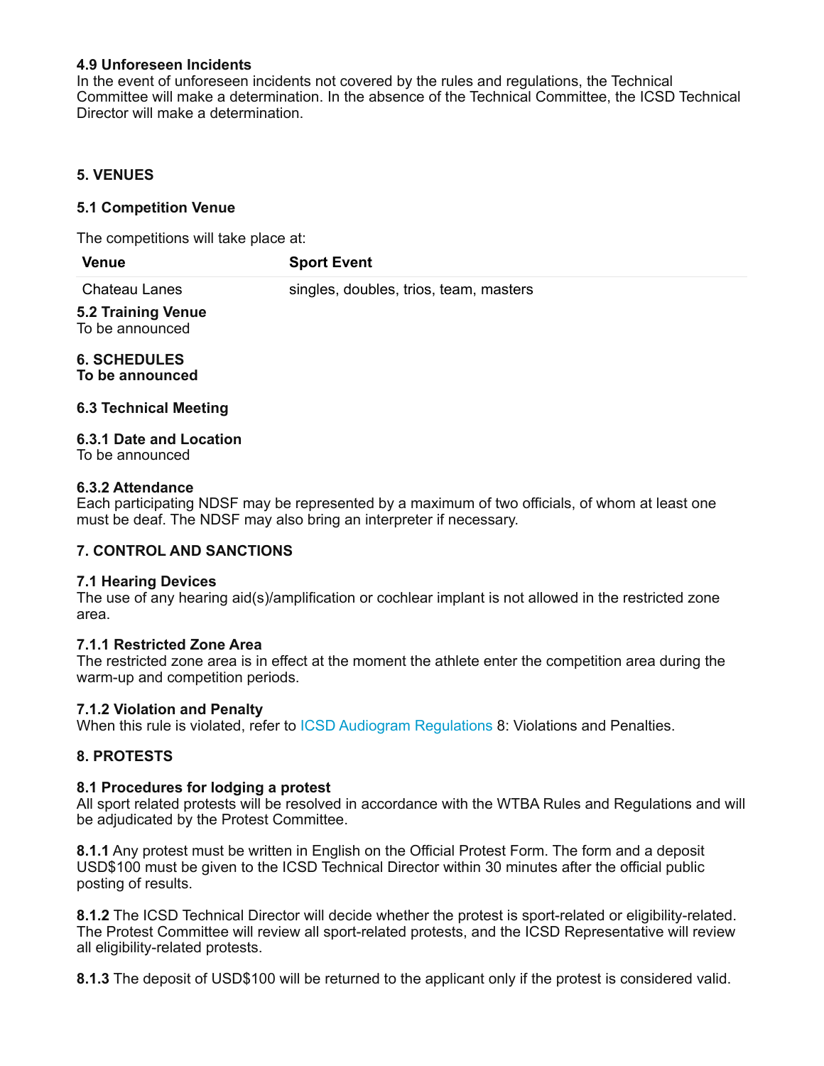### 4.9 Unforeseen Incidents

In the event of unforeseen incidents not covered by the rules and regulations, the Technical Committee will make a determination. In the absence of the Technical Committee, the ICSD Technical Director will make a determination.

## 5. VENUES

### 5.1 Competition Venue

The competitions will take place at:

| Venue | Sport Event |
|---|---|
| Chateau Lanes | singles, doubles, trios, team, masters |

### 5.2 Training Venue

To be announced

## 6. SCHEDULES

**To be announced**

### 6.3 Technical Meeting

#### 6.3.1 Date and Location

To be announced

#### 6.3.2 Attendance

Each participating NDSF may be represented by a maximum of two officials, of whom at least one must be deaf. The NDSF may also bring an interpreter if necessary.

## 7. CONTROL AND SANCTIONS

### 7.1 Hearing Devices

The use of any hearing aid(s)/amplification or cochlear implant is not allowed in the restricted zone area.

#### 7.1.1 Restricted Zone Area

The restricted zone area is in effect at the moment the athlete enter the competition area during the warm-up and competition periods.

#### 7.1.2 Violation and Penalty

When this rule is violated, refer to ICSD Audiogram Regulations 8: Violations and Penalties.

## 8. PROTESTS

### 8.1 Procedures for lodging a protest

All sport related protests will be resolved in accordance with the WTBA Rules and Regulations and will be adjudicated by the Protest Committee.

**8.1.1** Any protest must be written in English on the Official Protest Form. The form and a deposit USD$100 must be given to the ICSD Technical Director within 30 minutes after the official public posting of results.

**8.1.2** The ICSD Technical Director will decide whether the protest is sport-related or eligibility-related. The Protest Committee will review all sport-related protests, and the ICSD Representative will review all eligibility-related protests.

**8.1.3** The deposit of USD$100 will be returned to the applicant only if the protest is considered valid.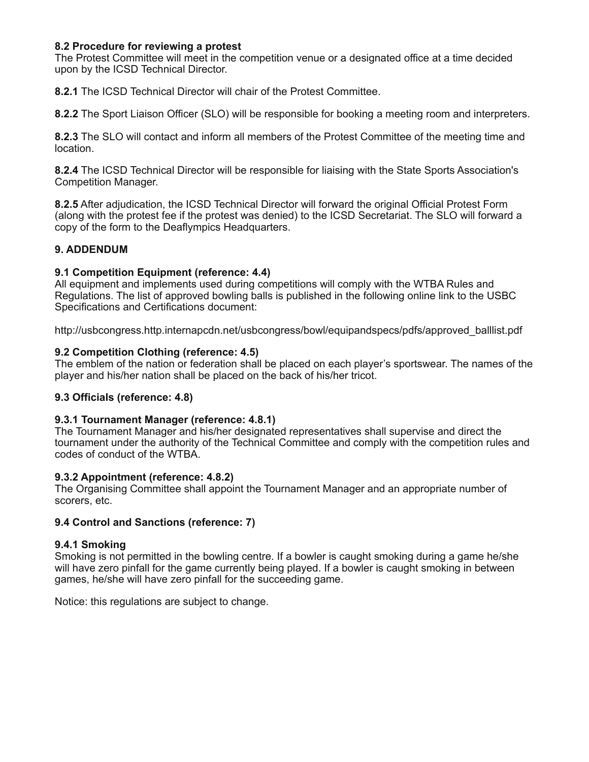**8.2 Procedure for reviewing a protest**
The Protest Committee will meet in the competition venue or a designated office at a time decided upon by the ICSD Technical Director.

**8.2.1** The ICSD Technical Director will chair of the Protest Committee.

**8.2.2** The Sport Liaison Officer (SLO) will be responsible for booking a meeting room and interpreters.

**8.2.3** The SLO will contact and inform all members of the Protest Committee of the meeting time and location.

**8.2.4** The ICSD Technical Director will be responsible for liaising with the State Sports Association's Competition Manager.

**8.2.5** After adjudication, the ICSD Technical Director will forward the original Official Protest Form (along with the protest fee if the protest was denied) to the ICSD Secretariat. The SLO will forward a copy of the form to the Deaflympics Headquarters.

**9. ADDENDUM**

**9.1 Competition Equipment (reference: 4.4)**
All equipment and implements used during competitions will comply with the WTBA Rules and Regulations. The list of approved bowling balls is published in the following online link to the USBC Specifications and Certifications document:

http://usbcongress.http.internapcdn.net/usbcongress/bowl/equipandspecs/pdfs/approved_balllist.pdf

**9.2 Competition Clothing (reference: 4.5)**
The emblem of the nation or federation shall be placed on each player's sportswear. The names of the player and his/her nation shall be placed on the back of his/her tricot.

**9.3 Officials (reference: 4.8)**

**9.3.1 Tournament Manager (reference: 4.8.1)**
The Tournament Manager and his/her designated representatives shall supervise and direct the tournament under the authority of the Technical Committee and comply with the competition rules and codes of conduct of the WTBA.

**9.3.2 Appointment (reference: 4.8.2)**
The Organising Committee shall appoint the Tournament Manager and an appropriate number of scorers, etc.

**9.4 Control and Sanctions (reference: 7)**

**9.4.1 Smoking**
Smoking is not permitted in the bowling centre. If a bowler is caught smoking during a game he/she will have zero pinfall for the game currently being played. If a bowler is caught smoking in between games, he/she will have zero pinfall for the succeeding game.

Notice: this regulations are subject to change.